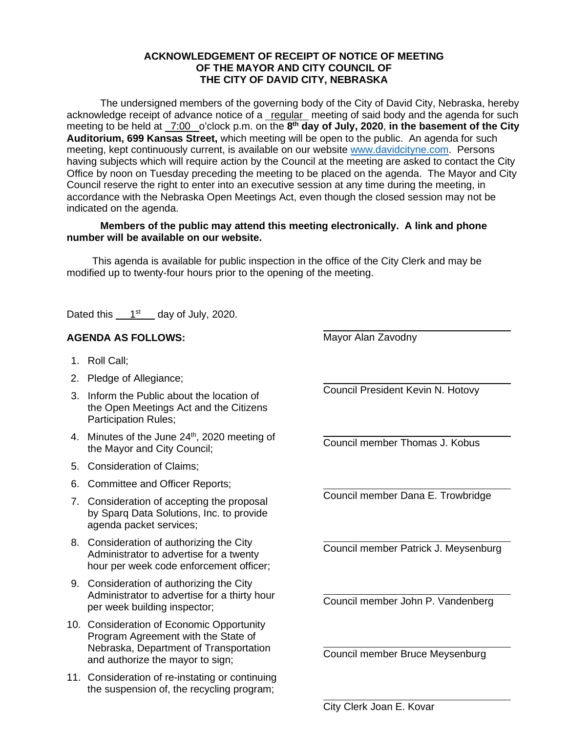**ACKNOWLEDGEMENT OF RECEIPT OF NOTICE OF MEETING OF THE MAYOR AND CITY COUNCIL OF THE CITY OF DAVID CITY, NEBRASKA**

The undersigned members of the governing body of the City of David City, Nebraska, hereby acknowledge receipt of advance notice of a regular meeting of said body and the agenda for such meeting to be held at 7:00 o'clock p.m. on the **8th day of July, 2020**, **in the basement of the City Auditorium, 699 Kansas Street,** which meeting will be open to the public. An agenda for such meeting, kept continuously current, is available on our website www.davidcityne.com. Persons having subjects which will require action by the Council at the meeting are asked to contact the City Office by noon on Tuesday preceding the meeting to be placed on the agenda. The Mayor and City Council reserve the right to enter into an executive session at any time during the meeting, in accordance with the Nebraska Open Meetings Act, even though the closed session may not be indicated on the agenda.

**Members of the public may attend this meeting electronically. A link and phone number will be available on our website.**

This agenda is available for public inspection in the office of the City Clerk and may be modified up to twenty-four hours prior to the opening of the meeting.

Dated this 1st day of July, 2020.

**AGENDA AS FOLLOWS:**

1. Roll Call;
2. Pledge of Allegiance;
3. Inform the Public about the location of the Open Meetings Act and the Citizens Participation Rules;
4. Minutes of the June 24th, 2020 meeting of the Mayor and City Council;
5. Consideration of Claims;
6. Committee and Officer Reports;
7. Consideration of accepting the proposal by Sparq Data Solutions, Inc. to provide agenda packet services;
8. Consideration of authorizing the City Administrator to advertise for a twenty hour per week code enforcement officer;
9. Consideration of authorizing the City Administrator to advertise for a thirty hour per week building inspector;
10. Consideration of Economic Opportunity Program Agreement with the State of Nebraska, Department of Transportation and authorize the mayor to sign;
11. Consideration of re-instating or continuing the suspension of, the recycling program;

\_\_\_\_\_\_\_\_\_\_\_\_\_\_\_\_\_\_\_\_\_\_\_\_\_\_\_\_
Mayor Alan Zavodny

\_\_\_\_\_\_\_\_\_\_\_\_\_\_\_\_\_\_\_\_\_\_\_\_\_\_\_\_
Council President Kevin N. Hotovy

\_\_\_\_\_\_\_\_\_\_\_\_\_\_\_\_\_\_\_\_\_\_\_\_\_\_\_\_
Council member Thomas J. Kobus

\_\_\_\_\_\_\_\_\_\_\_\_\_\_\_\_\_\_\_\_\_\_\_\_\_\_\_\_
Council member Dana E. Trowbridge

\_\_\_\_\_\_\_\_\_\_\_\_\_\_\_\_\_\_\_\_\_\_\_\_\_\_\_\_
Council member Patrick J. Meysenburg

\_\_\_\_\_\_\_\_\_\_\_\_\_\_\_\_\_\_\_\_\_\_\_\_\_\_\_\_
Council member John P. Vandenberg

\_\_\_\_\_\_\_\_\_\_\_\_\_\_\_\_\_\_\_\_\_\_\_\_\_\_\_\_
Council member Bruce Meysenburg

\_\_\_\_\_\_\_\_\_\_\_\_\_\_\_\_\_\_\_\_\_\_\_\_\_\_\_\_
City Clerk Joan E. Kovar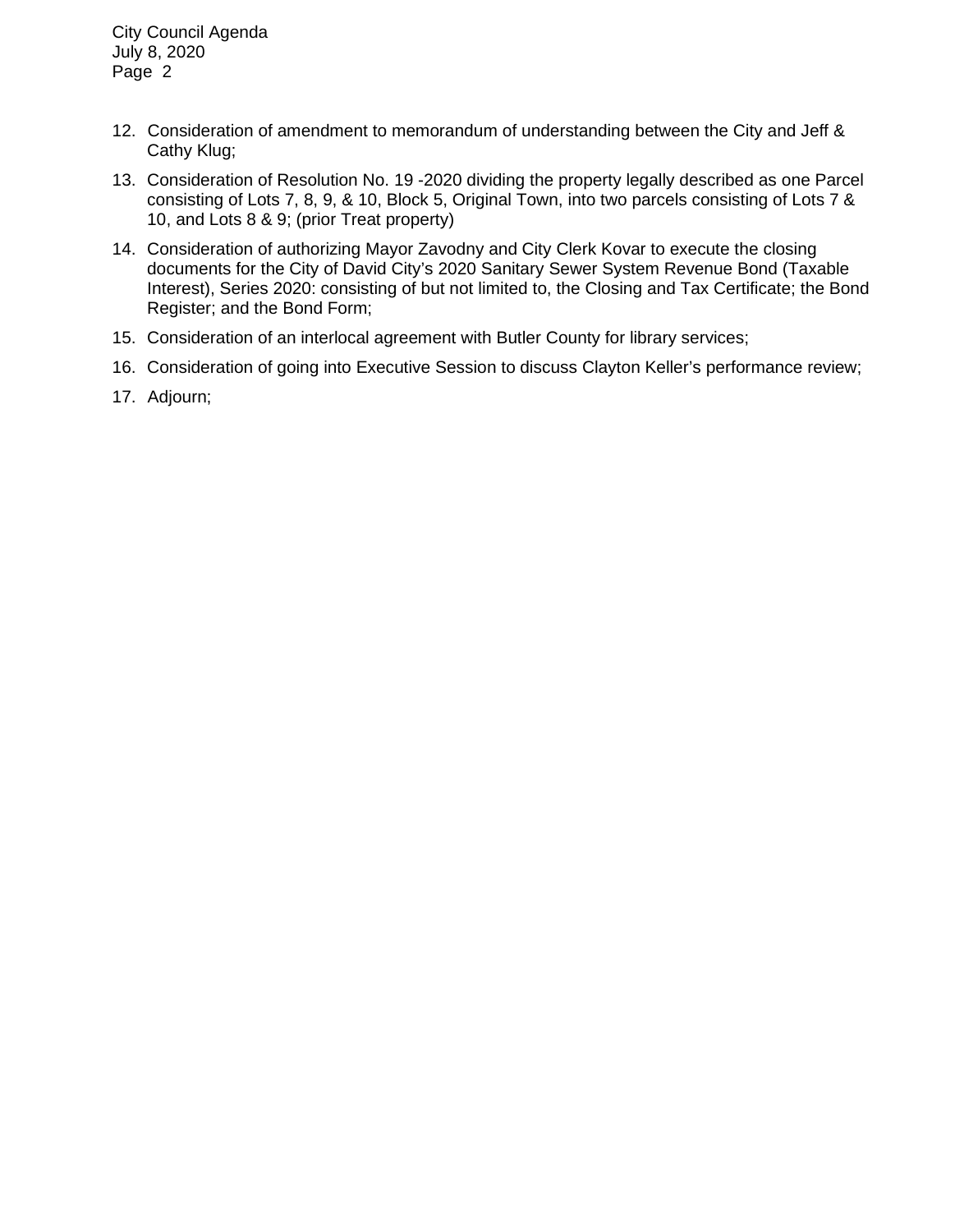12. Consideration of amendment to memorandum of understanding between the City and Jeff & Cathy Klug;

13. Consideration of Resolution No. 19 -2020 dividing the property legally described as one Parcel consisting of Lots 7, 8, 9, & 10, Block 5, Original Town, into two parcels consisting of Lots 7 & 10, and Lots 8 & 9; (prior Treat property)

14. Consideration of authorizing Mayor Zavodny and City Clerk Kovar to execute the closing documents for the City of David City's 2020 Sanitary Sewer System Revenue Bond (Taxable Interest), Series 2020: consisting of but not limited to, the Closing and Tax Certificate; the Bond Register; and the Bond Form;

15. Consideration of an interlocal agreement with Butler County for library services;

16. Consideration of going into Executive Session to discuss Clayton Keller's performance review;

17. Adjourn;